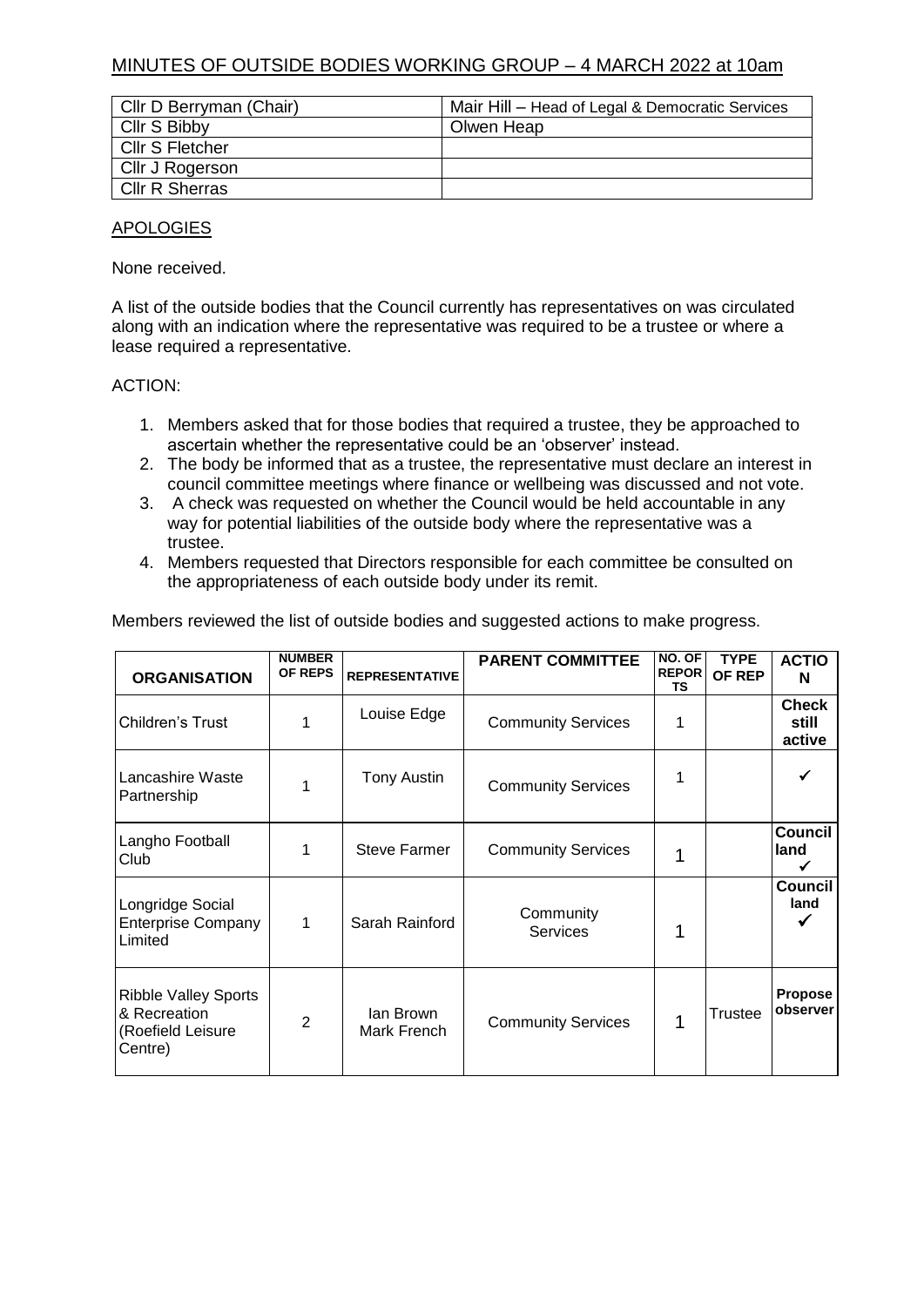# MINUTES OF OUTSIDE BODIES WORKING GROUP – 4 MARCH 2022 at 10am

| | |
|---|---|
| Cllr D Berryman (Chair) | Mair Hill – Head of Legal & Democratic Services |
| Cllr S Bibby | Olwen Heap |
| Cllr S Fletcher | |
| Cllr J Rogerson | |
| Cllr R Sherras | |

## APOLOGIES

None received.

A list of the outside bodies that the Council currently has representatives on was circulated along with an indication where the representative was required to be a trustee or where a lease required a representative.

ACTION:

1. Members asked that for those bodies that required a trustee, they be approached to ascertain whether the representative could be an 'observer' instead.
2. The body be informed that as a trustee, the representative must declare an interest in council committee meetings where finance or wellbeing was discussed and not vote.
3. A check was requested on whether the Council would be held accountable in any way for potential liabilities of the outside body where the representative was a trustee.
4. Members requested that Directors responsible for each committee be consulted on the appropriateness of each outside body under its remit.

Members reviewed the list of outside bodies and suggested actions to make progress.

| ORGANISATION | NUMBER OF REPS | REPRESENTATIVE | PARENT COMMITTEE | NO. OF REPORTS | TYPE OF REP | ACTION |
|---|---|---|---|---|---|---|
| Children's Trust | 1 | Louise Edge | Community Services | 1 | | **Check still active** |
| Lancashire Waste Partnership | 1 | Tony Austin | Community Services | 1 | | ✓ |
| Langho Football Club | 1 | Steve Farmer | Community Services | 1 | | **Council land** ✓ |
| Longridge Social Enterprise Company Limited | 1 | Sarah Rainford | Community Services | 1 | | **Council land** ✓ |
| Ribble Valley Sports & Recreation (Roefield Leisure Centre) | 2 | Ian Brown<br>Mark French | Community Services | 1 | Trustee | **Propose observer** |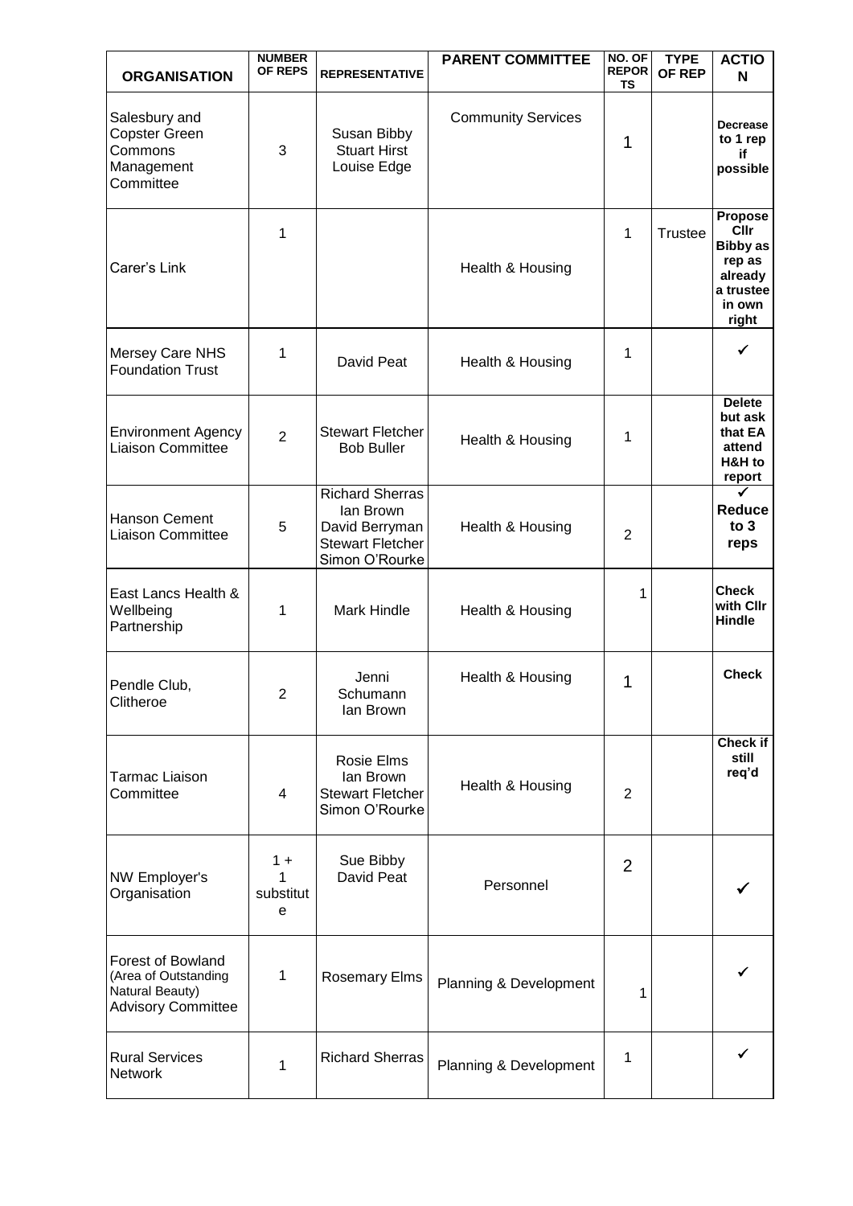| ORGANISATION | NUMBER OF REPS | REPRESENTATIVE | PARENT COMMITTEE | NO. OF REPORTS | TYPE OF REP | ACTION |
|---|---|---|---|---|---|---|
| Salesbury and Copster Green Commons Management Committee | 3 | Susan Bibby<br>Stuart Hirst<br>Louise Edge | Community Services | 1 | | **Decrease to 1 rep if possible** |
| Carer's Link | 1 | | Health & Housing | 1 | Trustee | **Propose Cllr Bibby as rep as already a trustee in own right** |
| Mersey Care NHS Foundation Trust | 1 | David Peat | Health & Housing | 1 | | ✓ |
| Environment Agency Liaison Committee | 2 | Stewart Fletcher<br>Bob Buller | Health & Housing | 1 | | **Delete but ask that EA attend H&H to report** |
| Hanson Cement Liaison Committee | 5 | Richard Sherras<br>Ian Brown<br>David Berryman<br>Stewart Fletcher<br>Simon O'Rourke | Health & Housing | 2 | | ✓<br>**Reduce to 3 reps** |
| East Lancs Health & Wellbeing Partnership | 1 | Mark Hindle | Health & Housing | 1 | | **Check with Cllr Hindle** |
| Pendle Club, Clitheroe | 2 | Jenni Schumann<br>Ian Brown | Health & Housing | 1 | | **Check** |
| Tarmac Liaison Committee | 4 | Rosie Elms<br>Ian Brown<br>Stewart Fletcher<br>Simon O'Rourke | Health & Housing | 2 | | **Check if still req'd** |
| NW Employer's Organisation | 1 + 1 substitute | Sue Bibby<br>David Peat | Personnel | 2 | | ✓ |
| Forest of Bowland (Area of Outstanding Natural Beauty) Advisory Committee | 1 | Rosemary Elms | Planning & Development | 1 | | ✓ |
| Rural Services Network | 1 | Richard Sherras | Planning & Development | 1 | | ✓ |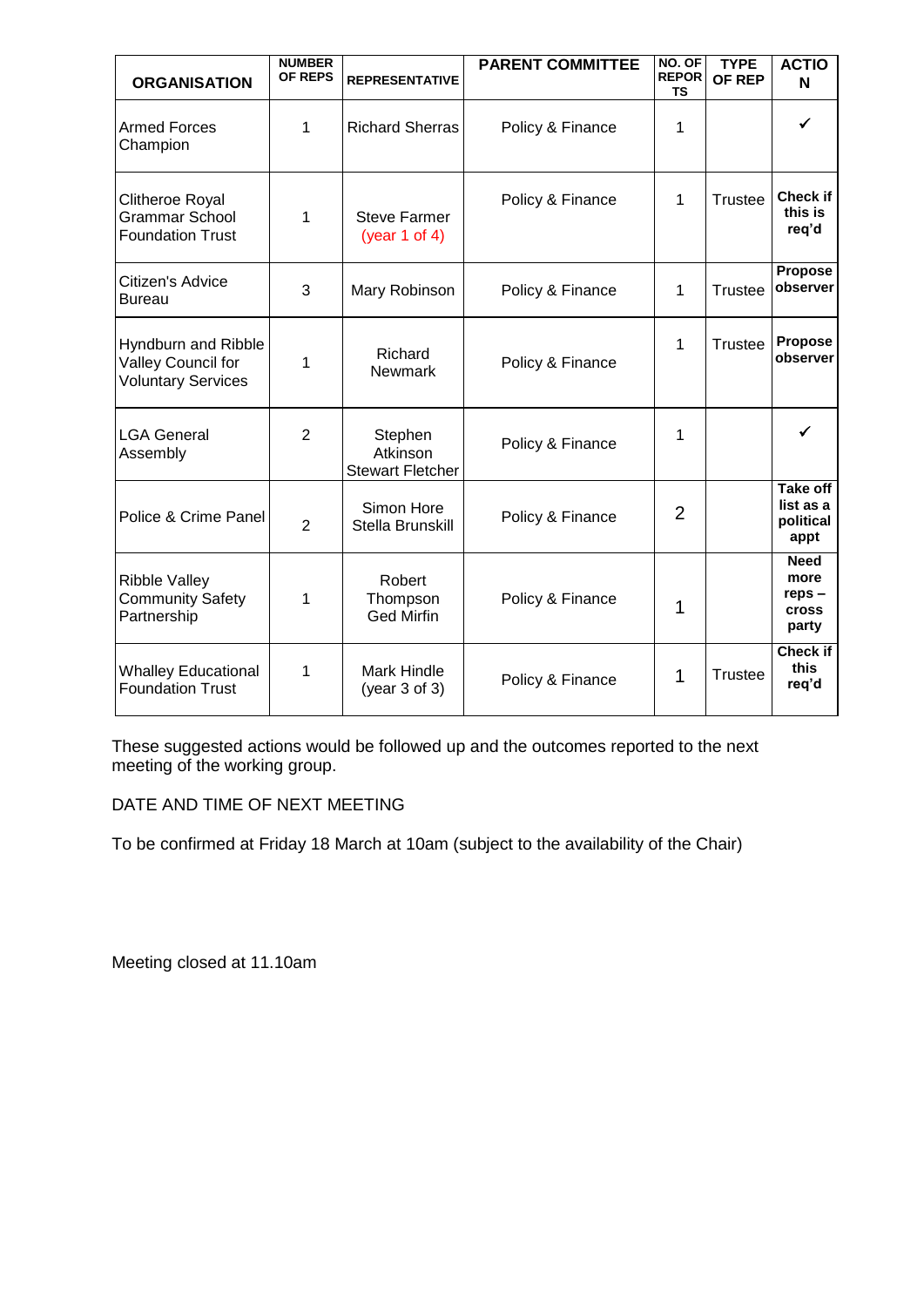| ORGANISATION | NUMBER OF REPS | REPRESENTATIVE | PARENT COMMITTEE | NO. OF REPORTS | TYPE OF REP | ACTION |
|---|---|---|---|---|---|---|
| Armed Forces Champion | 1 | Richard Sherras | Policy & Finance | 1 | | ✓ |
| Clitheroe Royal Grammar School Foundation Trust | 1 | Steve Farmer (year 1 of 4) | Policy & Finance | 1 | Trustee | **Check if this is req'd** |
| Citizen's Advice Bureau | 3 | Mary Robinson | Policy & Finance | 1 | Trustee | **Propose observer** |
| Hyndburn and Ribble Valley Council for Voluntary Services | 1 | Richard Newmark | Policy & Finance | 1 | Trustee | **Propose observer** |
| LGA General Assembly | 2 | Stephen Atkinson Stewart Fletcher | Policy & Finance | 1 | | ✓ |
| Police & Crime Panel | 2 | Simon Hore Stella Brunskill | Policy & Finance | 2 | | **Take off list as a political appt** |
| Ribble Valley Community Safety Partnership | 1 | Robert Thompson Ged Mirfin | Policy & Finance | 1 | | **Need more reps – cross party** |
| Whalley Educational Foundation Trust | 1 | Mark Hindle (year 3 of 3) | Policy & Finance | 1 | Trustee | **Check this req'd** |

These suggested actions would be followed up and the outcomes reported to the next meeting of the working group.

DATE AND TIME OF NEXT MEETING

To be confirmed at Friday 18 March at 10am (subject to the availability of the Chair)

Meeting closed at 11.10am